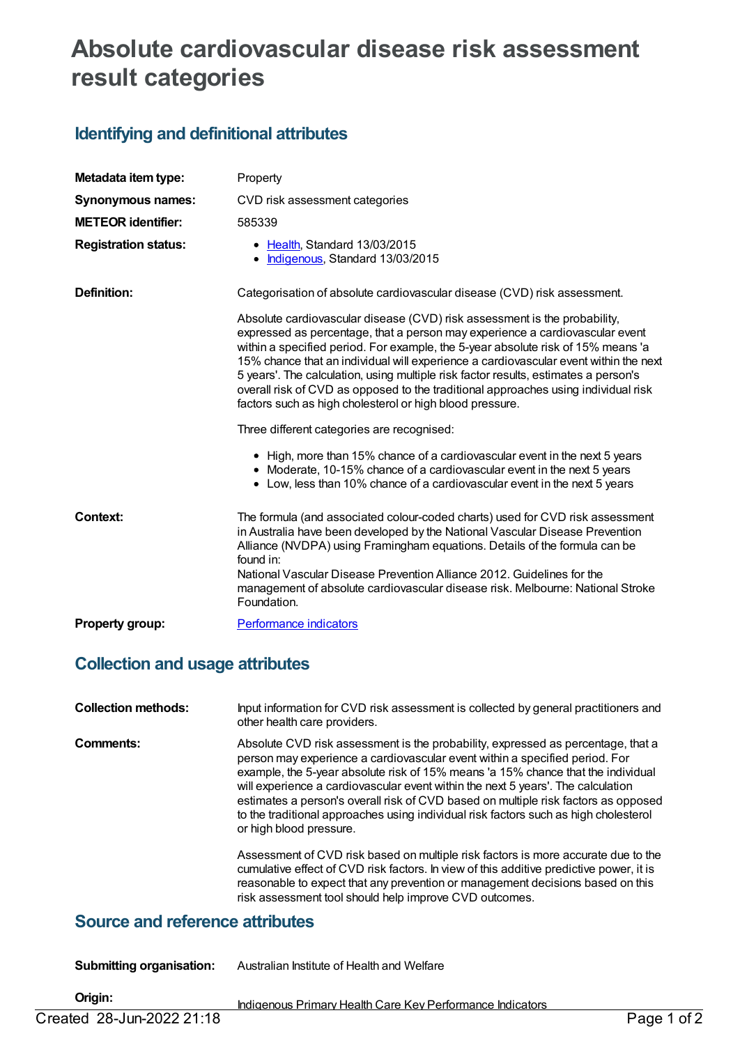# Absolute cardiovascular disease risk assessment result categories

## Identifying and definitional attributes

| | |
|---|---|
| **Metadata item type:** | Property |
| **Synonymous names:** | CVD risk assessment categories |
| **METEOR identifier:** | 585339 |
| **Registration status:** | • Health, Standard 13/03/2015<br>• Indigenous, Standard 13/03/2015 |
| **Definition:** | Categorisation of absolute cardiovascular disease (CVD) risk assessment.<br><br>Absolute cardiovascular disease (CVD) risk assessment is the probability, expressed as percentage, that a person may experience a cardiovascular event within a specified period. For example, the 5-year absolute risk of 15% means 'a 15% chance that an individual will experience a cardiovascular event within the next 5 years'. The calculation, using multiple risk factor results, estimates a person's overall risk of CVD as opposed to the traditional approaches using individual risk factors such as high cholesterol or high blood pressure.<br><br>Three different categories are recognised:<br><br>• High, more than 15% chance of a cardiovascular event in the next 5 years<br>• Moderate, 10-15% chance of a cardiovascular event in the next 5 years<br>• Low, less than 10% chance of a cardiovascular event in the next 5 years |
| **Context:** | The formula (and associated colour-coded charts) used for CVD risk assessment in Australia have been developed by the National Vascular Disease Prevention Alliance (NVDPA) using Framingham equations. Details of the formula can be found in:<br>National Vascular Disease Prevention Alliance 2012. Guidelines for the management of absolute cardiovascular disease risk. Melbourne: National Stroke Foundation. |
| **Property group:** | Performance indicators |

## Collection and usage attributes

| | |
|---|---|
| **Collection methods:** | Input information for CVD risk assessment is collected by general practitioners and other health care providers. |
| **Comments:** | Absolute CVD risk assessment is the probability, expressed as percentage, that a person may experience a cardiovascular event within a specified period. For example, the 5-year absolute risk of 15% means 'a 15% chance that the individual will experience a cardiovascular event within the next 5 years'. The calculation estimates a person's overall risk of CVD based on multiple risk factors as opposed to the traditional approaches using individual risk factors such as high cholesterol or high blood pressure.<br><br>Assessment of CVD risk based on multiple risk factors is more accurate due to the cumulative effect of CVD risk factors. In view of this additive predictive power, it is reasonable to expect that any prevention or management decisions based on this risk assessment tool should help improve CVD outcomes. |

## Source and reference attributes

| | |
|---|---|
| **Submitting organisation:** | Australian Institute of Health and Welfare |
| **Origin:** | Indigenous Primary Health Care Key Performance Indicators |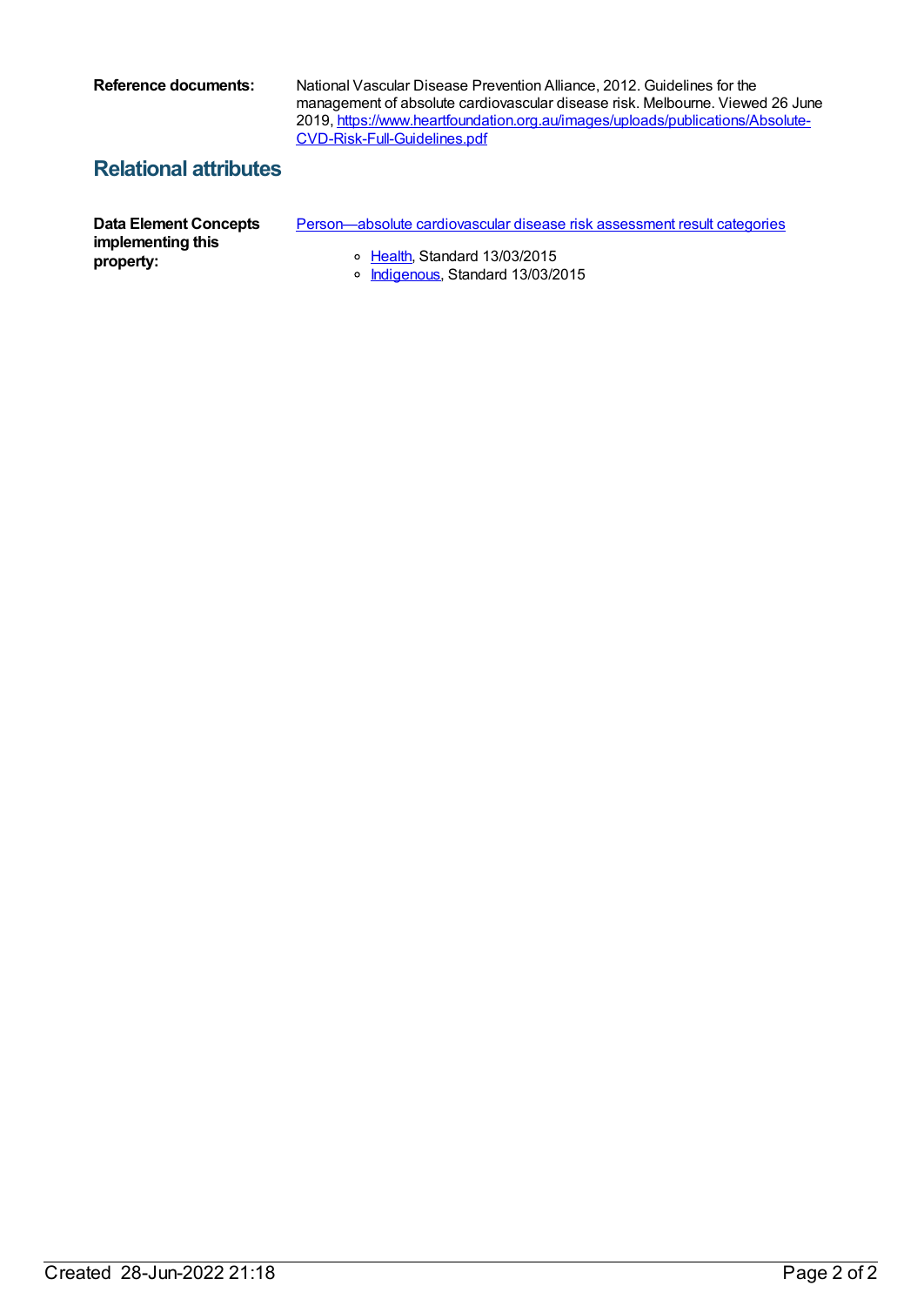**Reference documents:** National Vascular Disease Prevention Alliance, 2012. Guidelines for the management of absolute cardiovascular disease risk. Melbourne. Viewed 26 June 2019, https://www.heartfoundation.org.au/images/uploads/publications/Absolute-CVD-Risk-Full-Guidelines.pdf

## Relational attributes

**Data Element Concepts implementing this property:** Person—absolute cardiovascular disease risk assessment result categories

- Health, Standard 13/03/2015
- Indigenous, Standard 13/03/2015